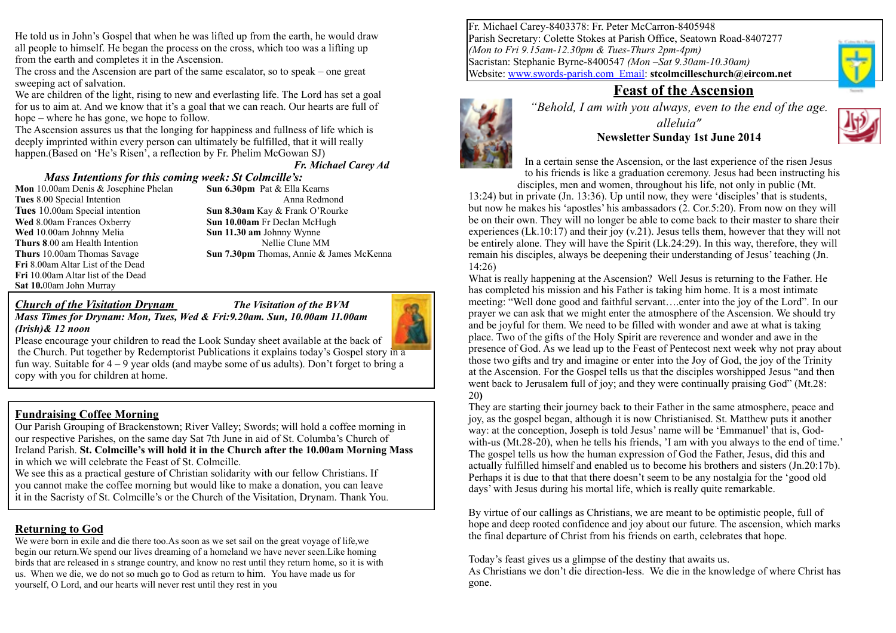He told us in John's Gospel that when he was lifted up from the earth, he would draw all people to himself. He began the process on the cross, which too was a lifting up from the earth and completes it in the Ascension.

The cross and the Ascension are part of the same escalator, so to speak – one great sweeping act of salvation.

We are children of the light, rising to new and everlasting life. The Lord has set a goal for us to aim at. And we know that it's a goal that we can reach. Our hearts are full of hope – where he has gone, we hope to follow.

The Ascension assures us that the longing for happiness and fullness of life which is deeply imprinted within every person can ultimately be fulfilled, that it will really happen.(Based on 'He's Risen', a reflection by Fr. Phelim McGowan SJ)

*Fr. Michael Carey Ad*

### *Mass Intentions for this coming week: St Colmcille's:*

**Mon** 10.00am Denis & Josephine Phelan
**Tues** 8.00 Special Intention
**Tues** 10.00am Special intention
**Wed** 8.00am Frances Oxberry
**Wed** 10.00am Johnny Melia
**Thurs 8**.00 am Health Intention
**Thurs** 10.00am Thomas Savage
**Fri** 8.00am Altar List of the Dead
**Fri** 10.00am Altar list of the Dead
**Sat 10.**00am John Murray

**Sun 6.30pm** Pat & Ella Kearns
Anna Redmond
**Sun 8.30am** Kay & Frank O'Rourke
**Sun 10.00am** Fr Declan McHugh
**Sun 11.30 am** Johnny Wynne
Nellie Clune MM
**Sun 7.30pm** Thomas, Annie & James McKenna

## *Church of the Visitation Drynam* — *The Visitation of the BVM*

***Mass Times for Drynam: Mon, Tues, Wed & Fri:9.20am. Sun, 10.00am 11.00am (Irish)& 12 noon***

Please encourage your children to read the Look Sunday sheet available at the back of the Church. Put together by Redemptorist Publications it explains today's Gospel story in a fun way. Suitable for 4 – 9 year olds (and maybe some of us adults). Don't forget to bring a copy with you for children at home.

## Fundraising Coffee Morning

Our Parish Grouping of Brackenstown; River Valley; Swords; will hold a coffee morning in our respective Parishes, on the same day Sat 7th June in aid of St. Columba's Church of Ireland Parish. **St. Colmcille's will hold it in the Church after the 10.00am Morning Mass** in which we will celebrate the Feast of St. Colmcille.

We see this as a practical gesture of Christian solidarity with our fellow Christians. If you cannot make the coffee morning but would like to make a donation, you can leave it in the Sacristy of St. Colmcille's or the Church of the Visitation, Drynam. Thank You.

## Returning to God

We were born in exile and die there too.As soon as we set sail on the great voyage of life,we begin our return.We spend our lives dreaming of a homeland we have never seen.Like homing birds that are released in s strange country, and know no rest until they return home, so it is with us. When we die, we do not so much go to God as return to him. You have made us for yourself, O Lord, and our hearts will never rest until they rest in you

Fr. Michael Carey-8403378: Fr. Peter McCarron-8405948
Parish Secretary: Colette Stokes at Parish Office, Seatown Road-8407277
*(Mon to Fri 9.15am-12.30pm & Tues-Thurs 2pm-4pm)*
Sacristan: Stephanie Byrne-8400547 *(Mon –Sat 9.30am-10.30am)*
Website: www.swords-parish.com Email: **stcolmcilleschurch@eircom.net**

# Feast of the Ascension

*"Behold, I am with you always, even to the end of the age. alleluia"*

**Newsletter Sunday 1st June 2014**

In a certain sense the Ascension, or the last experience of the risen Jesus to his friends is like a graduation ceremony. Jesus had been instructing his disciples, men and women, throughout his life, not only in public (Mt. 13:24) but in private (Jn. 13:36). Up until now, they were 'disciples' that is students, but now he makes his 'apostles' his ambassadors (2. Cor.5:20). From now on they will be on their own. They will no longer be able to come back to their master to share their experiences (Lk.10:17) and their joy (v.21). Jesus tells them, however that they will not be entirely alone. They will have the Spirit (Lk.24:29). In this way, therefore, they will remain his disciples, always be deepening their understanding of Jesus' teaching (Jn. 14:26)

What is really happening at the Ascension? Well Jesus is returning to the Father. He has completed his mission and his Father is taking him home. It is a most intimate meeting: "Well done good and faithful servant….enter into the joy of the Lord". In our prayer we can ask that we might enter the atmosphere of the Ascension. We should try and be joyful for them. We need to be filled with wonder and awe at what is taking place. Two of the gifts of the Holy Spirit are reverence and wonder and awe in the presence of God. As we lead up to the Feast of Pentecost next week why not pray about those two gifts and try and imagine or enter into the Joy of God, the joy of the Trinity at the Ascension. For the Gospel tells us that the disciples worshipped Jesus "and then went back to Jerusalem full of joy; and they were continually praising God" (Mt.28: 20)

They are starting their journey back to their Father in the same atmosphere, peace and joy, as the gospel began, although it is now Christianised. St. Matthew puts it another way: at the conception, Joseph is told Jesus' name will be 'Emmanuel' that is, God-with-us (Mt.28-20), when he tells his friends, 'I am with you always to the end of time.' The gospel tells us how the human expression of God the Father, Jesus, did this and actually fulfilled himself and enabled us to become his brothers and sisters (Jn.20:17b). Perhaps it is due to that that there doesn't seem to be any nostalgia for the 'good old days' with Jesus during his mortal life, which is really quite remarkable.

By virtue of our callings as Christians, we are meant to be optimistic people, full of hope and deep rooted confidence and joy about our future. The ascension, which marks the final departure of Christ from his friends on earth, celebrates that hope.

Today's feast gives us a glimpse of the destiny that awaits us.
As Christians we don't die direction-less. We die in the knowledge of where Christ has gone.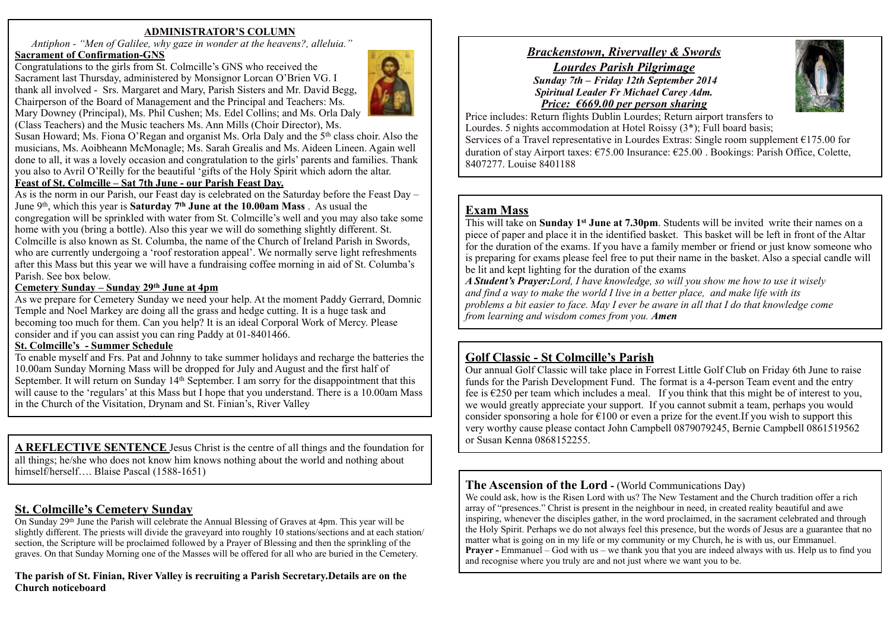## ADMINISTRATOR'S COLUMN

*Antiphon - "Men of Galilee, why gaze in wonder at the heavens?, alleluia."*

**Sacrament of Confirmation-GNS**

Congratulations to the girls from St. Colmcille's GNS who received the Sacrament last Thursday, administered by Monsignor Lorcan O'Brien VG. I thank all involved - Srs. Margaret and Mary, Parish Sisters and Mr. David Begg, Chairperson of the Board of Management and the Principal and Teachers: Ms. Mary Downey (Principal), Ms. Phil Cushen; Ms. Edel Collins; and Ms. Orla Daly (Class Teachers) and the Music teachers Ms. Ann Mills (Choir Director), Ms. Susan Howard; Ms. Fiona O'Regan and organist Ms. Orla Daly and the 5th class choir. Also the musicians, Ms. Aoibheann McMonagle; Ms. Sarah Grealis and Ms. Aideen Lineen. Again well done to all, it was a lovely occasion and congratulation to the girls' parents and families. Thank you also to Avril O'Reilly for the beautiful 'gifts of the Holy Spirit which adorn the altar.

**Feast of St. Colmcille – Sat 7th June - our Parish Feast Day.**

As is the norm in our Parish, our Feast day is celebrated on the Saturday before the Feast Day – June 9th, which this year is **Saturday 7th June at the 10.00am Mass** . As usual the congregation will be sprinkled with water from St. Colmcille's well and you may also take some home with you (bring a bottle). Also this year we will do something slightly different. St. Colmcille is also known as St. Columba, the name of the Church of Ireland Parish in Swords, who are currently undergoing a 'roof restoration appeal'. We normally serve light refreshments after this Mass but this year we will have a fundraising coffee morning in aid of St. Columba's Parish. See box below.

**Cemetery Sunday – Sunday 29th June at 4pm**

As we prepare for Cemetery Sunday we need your help. At the moment Paddy Gerrard, Domnic Temple and Noel Markey are doing all the grass and hedge cutting. It is a huge task and becoming too much for them. Can you help? It is an ideal Corporal Work of Mercy. Please consider and if you can assist you can ring Paddy at 01-8401466.

**St. Colmcille's - Summer Schedule**

To enable myself and Frs. Pat and Johnny to take summer holidays and recharge the batteries the 10.00am Sunday Morning Mass will be dropped for July and August and the first half of September. It will return on Sunday 14th September. I am sorry for the disappointment that this will cause to the 'regulars' at this Mass but I hope that you understand. There is a 10.00am Mass in the Church of the Visitation, Drynam and St. Finian's, River Valley

**A REFLECTIVE SENTENCE** Jesus Christ is the centre of all things and the foundation for all things; he/she who does not know him knows nothing about the world and nothing about himself/herself…. Blaise Pascal (1588-1651)

## St. Colmcille's Cemetery Sunday

On Sunday 29th June the Parish will celebrate the Annual Blessing of Graves at 4pm. This year will be slightly different. The priests will divide the graveyard into roughly 10 stations/sections and at each station/ section, the Scripture will be proclaimed followed by a Prayer of Blessing and then the sprinkling of the graves. On that Sunday Morning one of the Masses will be offered for all who are buried in the Cemetery.

**The parish of St. Finian, River Valley is recruiting a Parish Secretary.Details are on the Church noticeboard**

## *Brackenstown, Rivervalley & Swords*
## *Lourdes Parish Pilgrimage*

***Sunday 7th – Friday 12th September 2014***
***Spiritual Leader Fr Michael Carey Adm.***
***Price: €669.00 per person sharing***

Price includes: Return flights Dublin Lourdes; Return airport transfers to Lourdes. 5 nights accommodation at Hotel Roissy (3*); Full board basis; Services of a Travel representative in Lourdes Extras: Single room supplement €175.00 for duration of stay Airport taxes: €75.00 Insurance: €25.00 . Bookings: Parish Office, Colette, 8407277. Louise 8401188

## Exam Mass

This will take on **Sunday 1st June at 7.30pm**. Students will be invited write their names on a piece of paper and place it in the identified basket. This basket will be left in front of the Altar for the duration of the exams. If you have a family member or friend or just know someone who is preparing for exams please feel free to put their name in the basket. Also a special candle will be lit and kept lighting for the duration of the exams

***A Student's Prayer:****Lord, I have knowledge, so will you show me how to use it wisely and find a way to make the world I live in a better place, and make life with its problems a bit easier to face. May I ever be aware in all that I do that knowledge come from learning and wisdom comes from you.* ***Amen***

## Golf Classic - St Colmcille's Parish

Our annual Golf Classic will take place in Forrest Little Golf Club on Friday 6th June to raise funds for the Parish Development Fund. The format is a 4-person Team event and the entry fee is €250 per team which includes a meal. If you think that this might be of interest to you, we would greatly appreciate your support. If you cannot submit a team, perhaps you would consider sponsoring a hole for €100 or even a prize for the event.If you wish to support this very worthy cause please contact John Campbell 0879079245, Bernie Campbell 0861519562 or Susan Kenna 0868152255.

## The Ascension of the Lord - (World Communications Day)

We could ask, how is the Risen Lord with us? The New Testament and the Church tradition offer a rich array of "presences." Christ is present in the neighbour in need, in created reality beautiful and awe inspiring, whenever the disciples gather, in the word proclaimed, in the sacrament celebrated and through the Holy Spirit. Perhaps we do not always feel this presence, but the words of Jesus are a guarantee that no matter what is going on in my life or my community or my Church, he is with us, our Emmanuel.

**Prayer -** Emmanuel – God with us – we thank you that you are indeed always with us. Help us to find you and recognise where you truly are and not just where we want you to be.